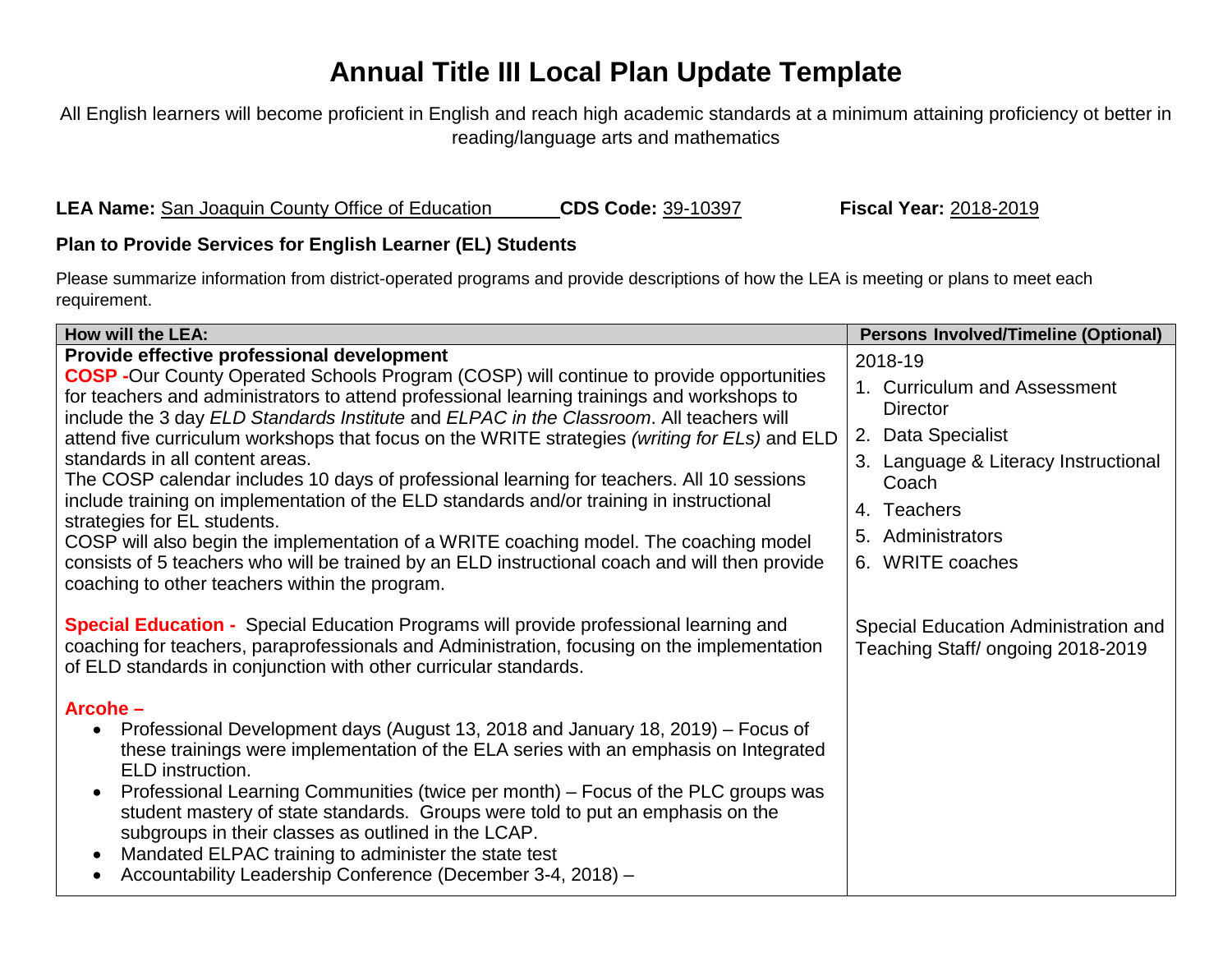# Annual Title III Local Plan Update Template

All English learners will become proficient in English and reach high academic standards at a minimum attaining proficiency ot better in reading/language arts and mathematics

**LEA Name:** San Joaquin County Office of Education **CDS Code:** 39-10397 **Fiscal Year:** 2018-2019

**Plan to Provide Services for English Learner (EL) Students**

Please summarize information from district-operated programs and provide descriptions of how the LEA is meeting or plans to meet each requirement.

| How will the LEA: | Persons Involved/Timeline (Optional) |
|---|---|
| **Provide effective professional development**<br>**COSP -**Our County Operated Schools Program (COSP) will continue to provide opportunities for teachers and administrators to attend professional learning trainings and workshops to include the 3 day *ELD Standards Institute* and *ELPAC in the Classroom*. All teachers will attend five curriculum workshops that focus on the WRITE strategies *(writing for ELs)* and ELD standards in all content areas.<br>The COSP calendar includes 10 days of professional learning for teachers. All 10 sessions include training on implementation of the ELD standards and/or training in instructional strategies for EL students.<br>COSP will also begin the implementation of a WRITE coaching model. The coaching model consists of 5 teachers who will be trained by an ELD instructional coach and will then provide coaching to other teachers within the program.<br><br>**Special Education -** Special Education Programs will provide professional learning and coaching for teachers, paraprofessionals and Administration, focusing on the implementation of ELD standards in conjunction with other curricular standards.<br><br>**Arcohe –**<br>• Professional Development days (August 13, 2018 and January 18, 2019) – Focus of these trainings were implementation of the ELA series with an emphasis on Integrated ELD instruction.<br>• Professional Learning Communities (twice per month) – Focus of the PLC groups was student mastery of state standards. Groups were told to put an emphasis on the subgroups in their classes as outlined in the LCAP.<br>• Mandated ELPAC training to administer the state test<br>• Accountability Leadership Conference (December 3-4, 2018) – | 2018-19<br>1. Curriculum and Assessment Director<br>2. Data Specialist<br>3. Language & Literacy Instructional Coach<br>4. Teachers<br>5. Administrators<br>6. WRITE coaches<br><br>Special Education Administration and Teaching Staff/ ongoing 2018-2019 |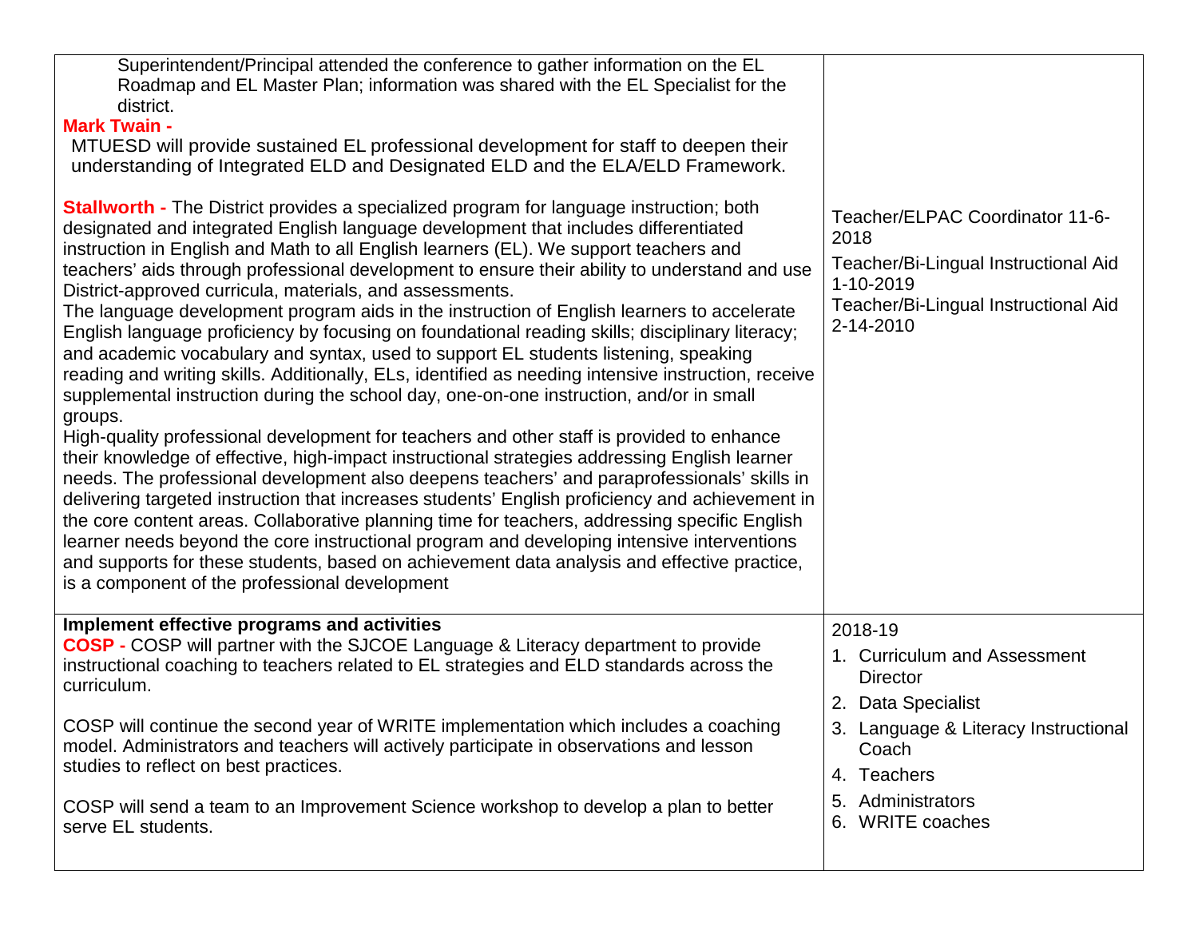| | |
|---|---|
| Superintendent/Principal attended the conference to gather information on the EL Roadmap and EL Master Plan; information was shared with the EL Specialist for the district.<br>**Mark Twain -**<br>MTUESD will provide sustained EL professional development for staff to deepen their understanding of Integrated ELD and Designated ELD and the ELA/ELD Framework.<br><br>**Stallworth -** The District provides a specialized program for language instruction; both designated and integrated English language development that includes differentiated instruction in English and Math to all English learners (EL). We support teachers and teachers' aids through professional development to ensure their ability to understand and use District-approved curricula, materials, and assessments.<br>The language development program aids in the instruction of English learners to accelerate English language proficiency by focusing on foundational reading skills; disciplinary literacy; and academic vocabulary and syntax, used to support EL students listening, speaking reading and writing skills. Additionally, ELs, identified as needing intensive instruction, receive supplemental instruction during the school day, one-on-one instruction, and/or in small groups.<br>High-quality professional development for teachers and other staff is provided to enhance their knowledge of effective, high-impact instructional strategies addressing English learner needs. The professional development also deepens teachers' and paraprofessionals' skills in delivering targeted instruction that increases students' English proficiency and achievement in the core content areas. Collaborative planning time for teachers, addressing specific English learner needs beyond the core instructional program and developing intensive interventions and supports for these students, based on achievement data analysis and effective practice, is a component of the professional development | Teacher/ELPAC Coordinator 11-6-2018<br>Teacher/Bi-Lingual Instructional Aid 1-10-2019<br>Teacher/Bi-Lingual Instructional Aid 2-14-2010 |
| **Implement effective programs and activities**<br>**COSP -** COSP will partner with the SJCOE Language & Literacy department to provide instructional coaching to teachers related to EL strategies and ELD standards across the curriculum.<br><br>COSP will continue the second year of WRITE implementation which includes a coaching model. Administrators and teachers will actively participate in observations and lesson studies to reflect on best practices.<br><br>COSP will send a team to an Improvement Science workshop to develop a plan to better serve EL students. | 2018-19<br>1. Curriculum and Assessment Director<br>2. Data Specialist<br>3. Language & Literacy Instructional Coach<br>4. Teachers<br>5. Administrators<br>6. WRITE coaches |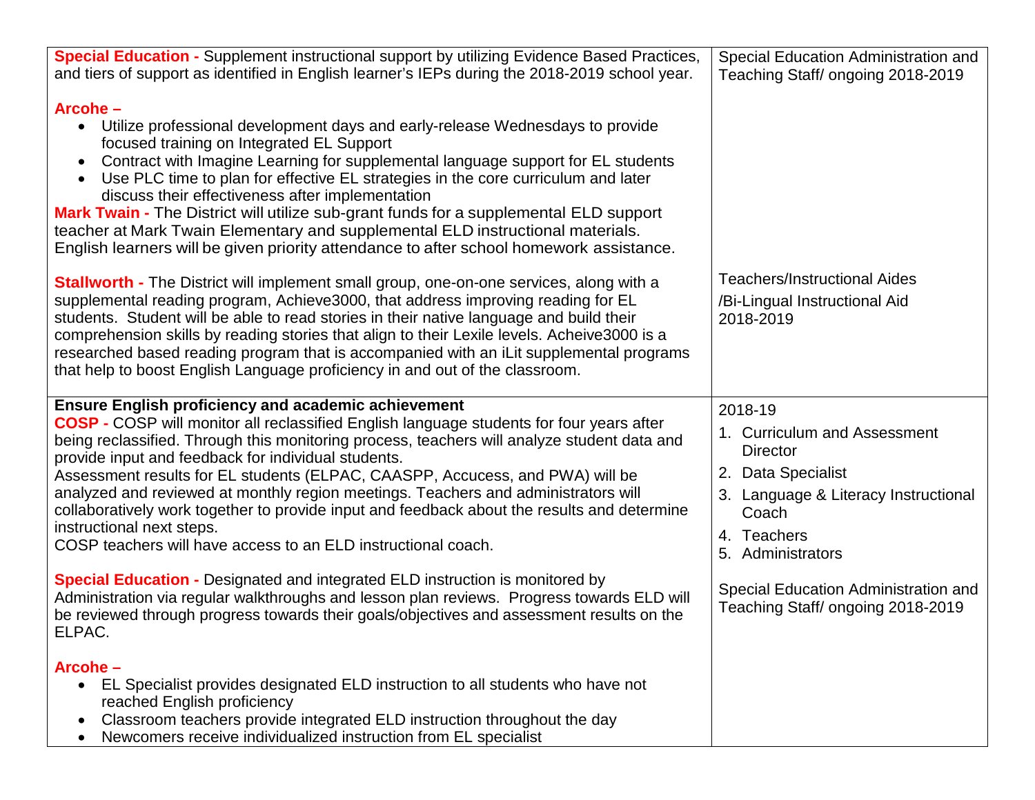| | |
|---|---|
| **Special Education -** Supplement instructional support by utilizing Evidence Based Practices, and tiers of support as identified in English learner's IEPs during the 2018-2019 school year.<br><br>**Arcohe –**<br>• Utilize professional development days and early-release Wednesdays to provide focused training on Integrated EL Support<br>• Contract with Imagine Learning for supplemental language support for EL students<br>• Use PLC time to plan for effective EL strategies in the core curriculum and later discuss their effectiveness after implementation<br>**Mark Twain -** The District will utilize sub-grant funds for a supplemental ELD support teacher at Mark Twain Elementary and supplemental ELD instructional materials. English learners will be given priority attendance to after school homework assistance.<br><br>**Stallworth -** The District will implement small group, one-on-one services, along with a supplemental reading program, Achieve3000, that address improving reading for EL students. Student will be able to read stories in their native language and build their comprehension skills by reading stories that align to their Lexile levels. Acheive3000 is a researched based reading program that is accompanied with an iLit supplemental programs that help to boost English Language proficiency in and out of the classroom. | Special Education Administration and Teaching Staff/ ongoing 2018-2019<br><br>Teachers/Instructional Aides<br>/Bi-Lingual Instructional Aid<br>2018-2019 |
| **Ensure English proficiency and academic achievement**<br>**COSP -** COSP will monitor all reclassified English language students for four years after being reclassified. Through this monitoring process, teachers will analyze student data and provide input and feedback for individual students.<br>Assessment results for EL students (ELPAC, CAASPP, Accucess, and PWA) will be analyzed and reviewed at monthly region meetings. Teachers and administrators will collaboratively work together to provide input and feedback about the results and determine instructional next steps.<br>COSP teachers will have access to an ELD instructional coach.<br><br>**Special Education -** Designated and integrated ELD instruction is monitored by Administration via regular walkthroughs and lesson plan reviews. Progress towards ELD will be reviewed through progress towards their goals/objectives and assessment results on the ELPAC.<br><br>**Arcohe –**<br>• EL Specialist provides designated ELD instruction to all students who have not reached English proficiency<br>• Classroom teachers provide integrated ELD instruction throughout the day<br>• Newcomers receive individualized instruction from EL specialist | 2018-19<br>1. Curriculum and Assessment Director<br>2. Data Specialist<br>3. Language & Literacy Instructional Coach<br>4. Teachers<br>5. Administrators<br><br>Special Education Administration and Teaching Staff/ ongoing 2018-2019 |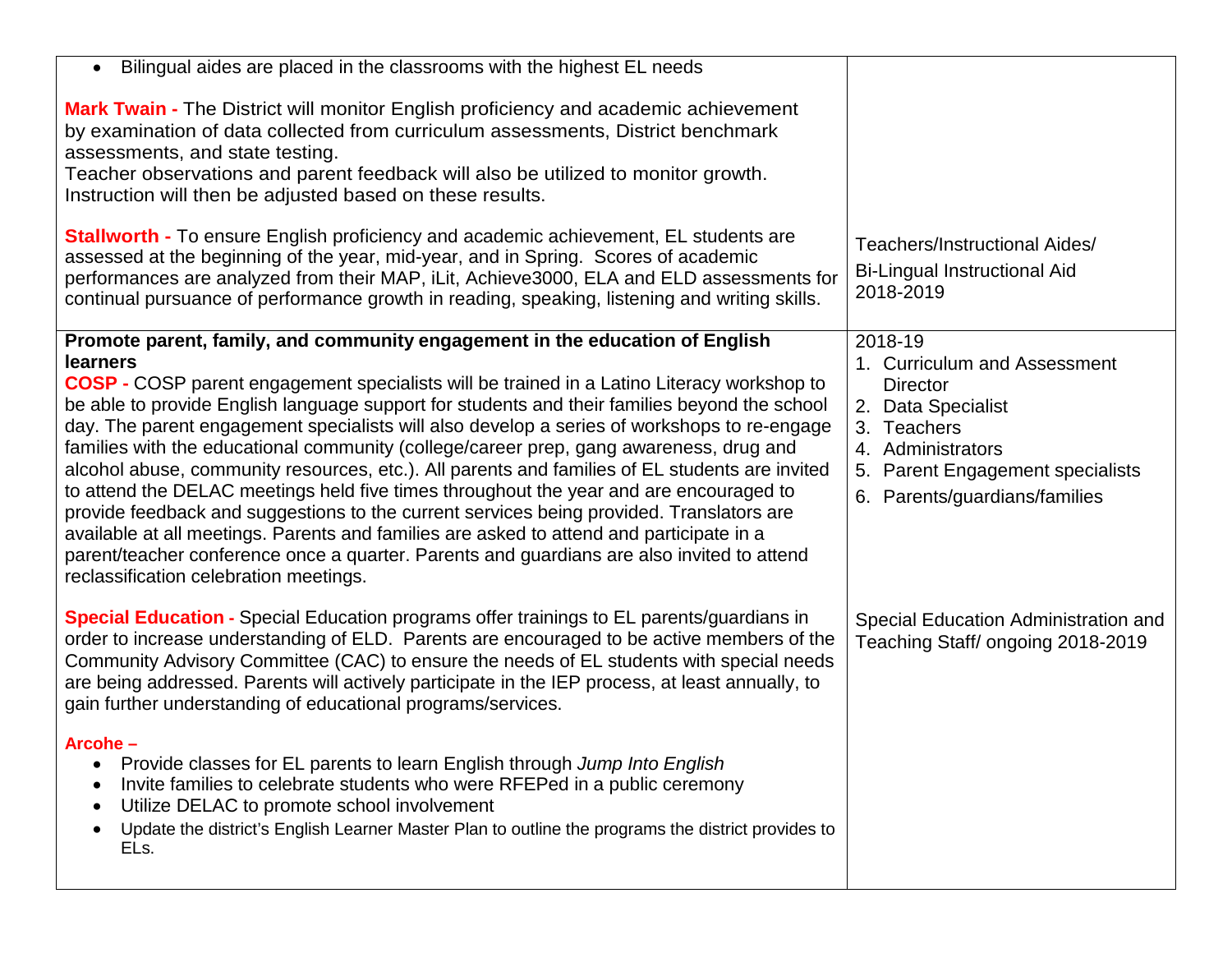| | |
|---|---|
| • Bilingual aides are placed in the classrooms with the highest EL needs<br><br>**Mark Twain -** The District will monitor English proficiency and academic achievement by examination of data collected from curriculum assessments, District benchmark assessments, and state testing.<br>Teacher observations and parent feedback will also be utilized to monitor growth. Instruction will then be adjusted based on these results.<br><br>**Stallworth -** To ensure English proficiency and academic achievement, EL students are assessed at the beginning of the year, mid-year, and in Spring. Scores of academic performances are analyzed from their MAP, iLit, Achieve3000, ELA and ELD assessments for continual pursuance of performance growth in reading, speaking, listening and writing skills. | Teachers/Instructional Aides/<br>Bi-Lingual Instructional Aid 2018-2019 |
| **Promote parent, family, and community engagement in the education of English learners**<br>**COSP -** COSP parent engagement specialists will be trained in a Latino Literacy workshop to be able to provide English language support for students and their families beyond the school day. The parent engagement specialists will also develop a series of workshops to re-engage families with the educational community (college/career prep, gang awareness, drug and alcohol abuse, community resources, etc.). All parents and families of EL students are invited to attend the DELAC meetings held five times throughout the year and are encouraged to provide feedback and suggestions to the current services being provided. Translators are available at all meetings. Parents and families are asked to attend and participate in a parent/teacher conference once a quarter. Parents and guardians are also invited to attend reclassification celebration meetings.<br><br>**Special Education -** Special Education programs offer trainings to EL parents/guardians in order to increase understanding of ELD. Parents are encouraged to be active members of the Community Advisory Committee (CAC) to ensure the needs of EL students with special needs are being addressed. Parents will actively participate in the IEP process, at least annually, to gain further understanding of educational programs/services.<br><br>**Arcohe –**<br>• Provide classes for EL parents to learn English through *Jump Into English*<br>• Invite families to celebrate students who were RFEPed in a public ceremony<br>• Utilize DELAC to promote school involvement<br>• Update the district's English Learner Master Plan to outline the programs the district provides to ELs. | 2018-19<br>1. Curriculum and Assessment Director<br>2. Data Specialist<br>3. Teachers<br>4. Administrators<br>5. Parent Engagement specialists<br>6. Parents/guardians/families<br><br>Special Education Administration and Teaching Staff/ ongoing 2018-2019 |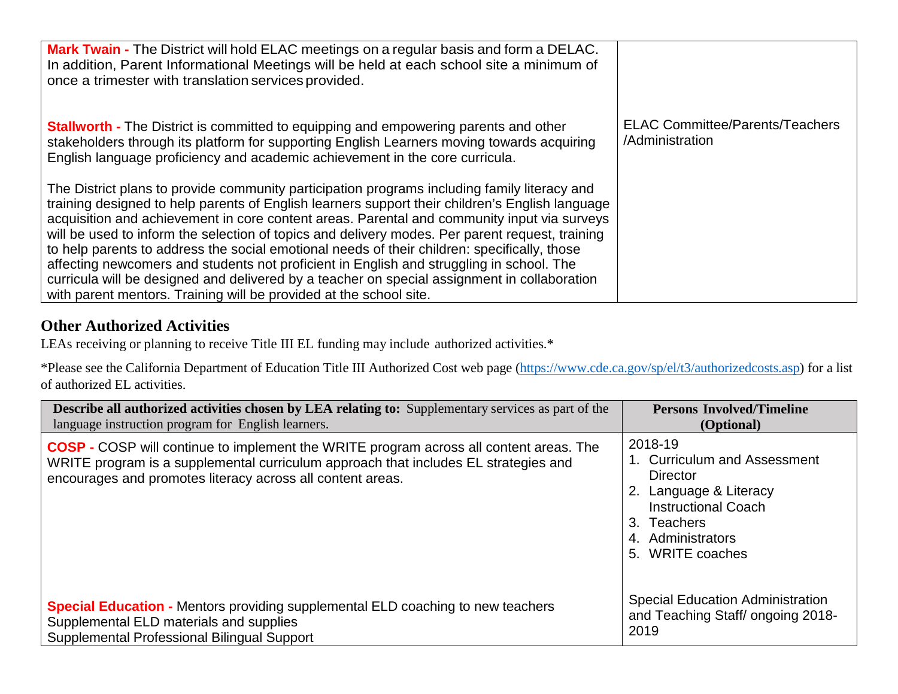| | |
|---|---|
| **Mark Twain -** The District will hold ELAC meetings on a regular basis and form a DELAC. In addition, Parent Informational Meetings will be held at each school site a minimum of once a trimester with translation services provided. | |
| **Stallworth -** The District is committed to equipping and empowering parents and other stakeholders through its platform for supporting English Learners moving towards acquiring English language proficiency and academic achievement in the core curricula.<br><br>The District plans to provide community participation programs including family literacy and training designed to help parents of English learners support their children's English language acquisition and achievement in core content areas. Parental and community input via surveys will be used to inform the selection of topics and delivery modes. Per parent request, training to help parents to address the social emotional needs of their children: specifically, those affecting newcomers and students not proficient in English and struggling in school. The curricula will be designed and delivered by a teacher on special assignment in collaboration with parent mentors. Training will be provided at the school site. | ELAC Committee/Parents/Teachers /Administration |

## Other Authorized Activities

LEAs receiving or planning to receive Title III EL funding may include authorized activities.*

*Please see the California Department of Education Title III Authorized Cost web page (https://www.cde.ca.gov/sp/el/t3/authorizedcosts.asp) for a list of authorized EL activities.

| **Describe all authorized activities chosen by LEA relating to:** Supplementary services as part of the language instruction program for English learners. | **Persons Involved/Timeline (Optional)** |
|---|---|
| **COSP -** COSP will continue to implement the WRITE program across all content areas. The WRITE program is a supplemental curriculum approach that includes EL strategies and encourages and promotes literacy across all content areas. | 2018-19<br>1. Curriculum and Assessment Director<br>2. Language & Literacy Instructional Coach<br>3. Teachers<br>4. Administrators<br>5. WRITE coaches |
| **Special Education -** Mentors providing supplemental ELD coaching to new teachers<br>Supplemental ELD materials and supplies<br>Supplemental Professional Bilingual Support | Special Education Administration and Teaching Staff/ ongoing 2018-2019 |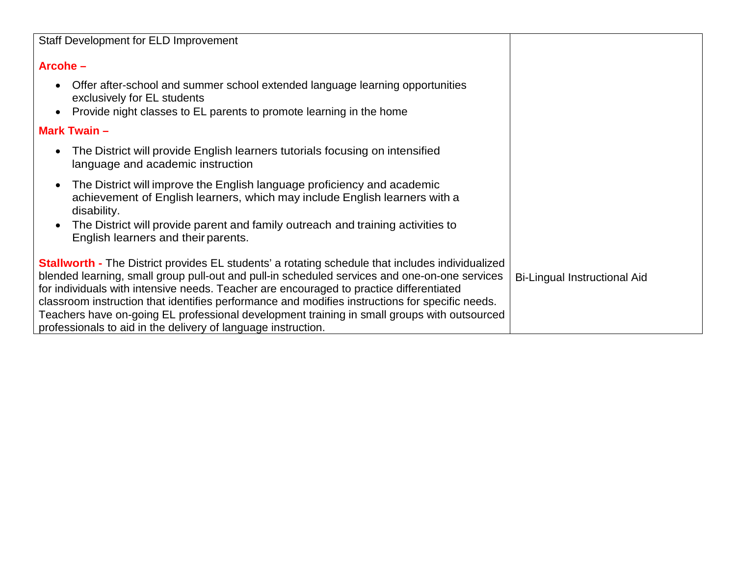| | |
|---|---|
| Staff Development for ELD Improvement<br><br>**Arcohe –**<br>• Offer after-school and summer school extended language learning opportunities exclusively for EL students<br>• Provide night classes to EL parents to promote learning in the home<br><br>**Mark Twain –**<br>• The District will provide English learners tutorials focusing on intensified language and academic instruction<br>• The District will improve the English language proficiency and academic achievement of English learners, which may include English learners with a disability.<br>• The District will provide parent and family outreach and training activities to English learners and their parents.<br><br>**Stallworth -** The District provides EL students' a rotating schedule that includes individualized blended learning, small group pull-out and pull-in scheduled services and one-on-one services for individuals with intensive needs. Teacher are encouraged to practice differentiated classroom instruction that identifies performance and modifies instructions for specific needs. Teachers have on-going EL professional development training in small groups with outsourced professionals to aid in the delivery of language instruction. | Bi-Lingual Instructional Aid |